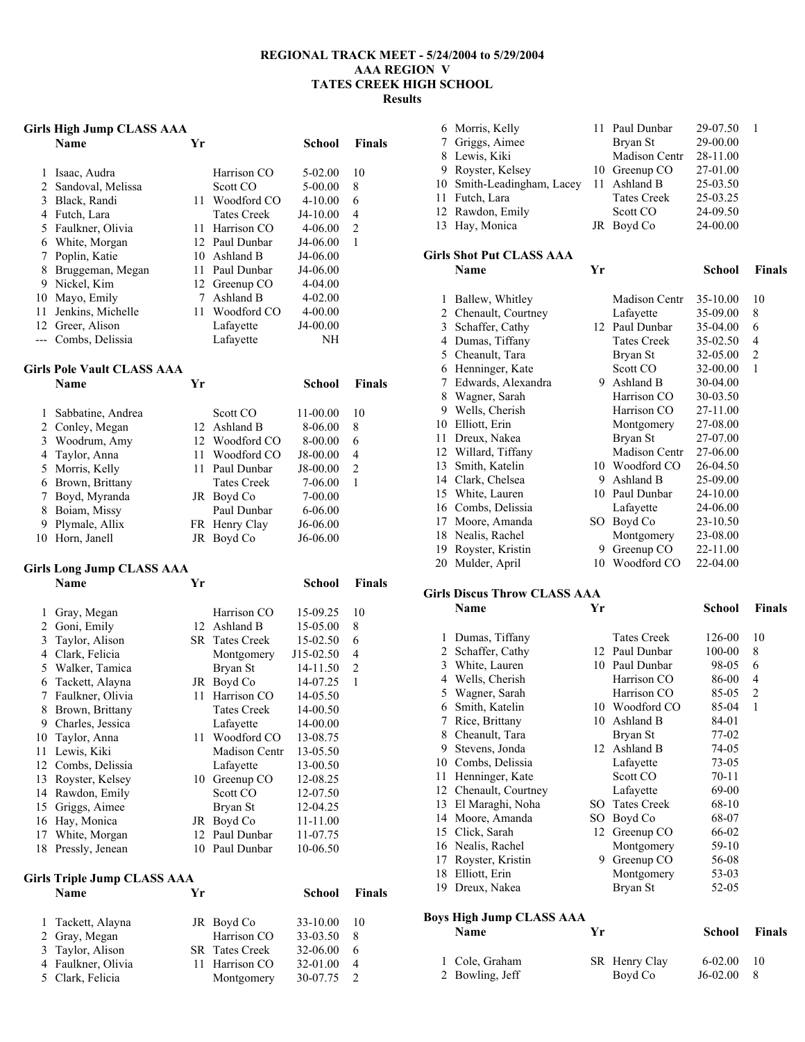# REGIONAL TRACK MEET - 5/24/2004 to 5/29/2004
## AAA REGION V
## TATES CREEK HIGH SCHOOL
## Results

### Girls High Jump CLASS AAA

| | Name | Yr | School | Finals | |
|---|---|---|---|---|---|
| 1 | Isaac, Audra | | Harrison CO | 5-02.00 | 10 |
| 2 | Sandoval, Melissa | | Scott CO | 5-00.00 | 8 |
| 3 | Black, Randi | 11 | Woodford CO | 4-10.00 | 6 |
| 4 | Futch, Lara | | Tates Creek | J4-10.00 | 4 |
| 5 | Faulkner, Olivia | 11 | Harrison CO | 4-06.00 | 2 |
| 6 | White, Morgan | 12 | Paul Dunbar | J4-06.00 | 1 |
| 7 | Poplin, Katie | 10 | Ashland B | J4-06.00 | |
| 8 | Bruggeman, Megan | 11 | Paul Dunbar | J4-06.00 | |
| 9 | Nickel, Kim | 12 | Greenup CO | 4-04.00 | |
| 10 | Mayo, Emily | 7 | Ashland B | 4-02.00 | |
| 11 | Jenkins, Michelle | 11 | Woodford CO | 4-00.00 | |
| 12 | Greer, Alison | | Lafayette | J4-00.00 | |
| --- | Combs, Delissia | | Lafayette | NH | |

### Girls Pole Vault CLASS AAA

| | Name | Yr | School | Finals | |
|---|---|---|---|---|---|
| 1 | Sabbatine, Andrea | | Scott CO | 11-00.00 | 10 |
| 2 | Conley, Megan | 12 | Ashland B | 8-06.00 | 8 |
| 3 | Woodrum, Amy | 12 | Woodford CO | 8-00.00 | 6 |
| 4 | Taylor, Anna | 11 | Woodford CO | J8-00.00 | 4 |
| 5 | Morris, Kelly | 11 | Paul Dunbar | J8-00.00 | 2 |
| 6 | Brown, Brittany | | Tates Creek | 7-06.00 | 1 |
| 7 | Boyd, Myranda | JR | Boyd Co | 7-00.00 | |
| 8 | Boiam, Missy | | Paul Dunbar | 6-06.00 | |
| 9 | Plymale, Allix | FR | Henry Clay | J6-06.00 | |
| 10 | Horn, Janell | JR | Boyd Co | J6-06.00 | |

### Girls Long Jump CLASS AAA

| | Name | Yr | School | Finals | |
|---|---|---|---|---|---|
| 1 | Gray, Megan | | Harrison CO | 15-09.25 | 10 |
| 2 | Goni, Emily | 12 | Ashland B | 15-05.00 | 8 |
| 3 | Taylor, Alison | SR | Tates Creek | 15-02.50 | 6 |
| 4 | Clark, Felicia | | Montgomery | J15-02.50 | 4 |
| 5 | Walker, Tamica | | Bryan St | 14-11.50 | 2 |
| 6 | Tackett, Alayna | JR | Boyd Co | 14-07.25 | 1 |
| 7 | Faulkner, Olivia | 11 | Harrison CO | 14-05.50 | |
| 8 | Brown, Brittany | | Tates Creek | 14-00.50 | |
| 9 | Charles, Jessica | | Lafayette | 14-00.00 | |
| 10 | Taylor, Anna | 11 | Woodford CO | 13-08.75 | |
| 11 | Lewis, Kiki | | Madison Centr | 13-05.50 | |
| 12 | Combs, Delissia | | Lafayette | 13-00.50 | |
| 13 | Royster, Kelsey | 10 | Greenup CO | 12-08.25 | |
| 14 | Rawdon, Emily | | Scott CO | 12-07.50 | |
| 15 | Griggs, Aimee | | Bryan St | 12-04.25 | |
| 16 | Hay, Monica | JR | Boyd Co | 11-11.00 | |
| 17 | White, Morgan | 12 | Paul Dunbar | 11-07.75 | |
| 18 | Pressly, Jenean | 10 | Paul Dunbar | 10-06.50 | |

### Girls Triple Jump CLASS AAA

| | Name | Yr | School | Finals | |
|---|---|---|---|---|---|
| 1 | Tackett, Alayna | JR | Boyd Co | 33-10.00 | 10 |
| 2 | Gray, Megan | | Harrison CO | 33-03.50 | 8 |
| 3 | Taylor, Alison | SR | Tates Creek | 32-06.00 | 6 |
| 4 | Faulkner, Olivia | 11 | Harrison CO | 32-01.00 | 4 |
| 5 | Clark, Felicia | | Montgomery | 30-07.75 | 2 |
| 6 | Morris, Kelly | 11 | Paul Dunbar | 29-07.50 | 1 |
| 7 | Griggs, Aimee | | Bryan St | 29-00.00 | |
| 8 | Lewis, Kiki | | Madison Centr | 28-11.00 | |
| 9 | Royster, Kelsey | 10 | Greenup CO | 27-01.00 | |
| 10 | Smith-Leadingham, Lacey | 11 | Ashland B | 25-03.50 | |
| 11 | Futch, Lara | | Tates Creek | 25-03.25 | |
| 12 | Rawdon, Emily | | Scott CO | 24-09.50 | |
| 13 | Hay, Monica | JR | Boyd Co | 24-00.00 | |

### Girls Shot Put CLASS AAA

| | Name | Yr | School | Finals | |
|---|---|---|---|---|---|
| 1 | Ballew, Whitley | | Madison Centr | 35-10.00 | 10 |
| 2 | Chenault, Courtney | | Lafayette | 35-09.00 | 8 |
| 3 | Schaffer, Cathy | 12 | Paul Dunbar | 35-04.00 | 6 |
| 4 | Dumas, Tiffany | | Tates Creek | 35-02.50 | 4 |
| 5 | Cheanult, Tara | | Bryan St | 32-05.00 | 2 |
| 6 | Henninger, Kate | | Scott CO | 32-00.00 | 1 |
| 7 | Edwards, Alexandra | 9 | Ashland B | 30-04.00 | |
| 8 | Wagner, Sarah | | Harrison CO | 30-03.50 | |
| 9 | Wells, Cherish | | Harrison CO | 27-11.00 | |
| 10 | Elliott, Erin | | Montgomery | 27-08.00 | |
| 11 | Dreux, Nakea | | Bryan St | 27-07.00 | |
| 12 | Willard, Tiffany | | Madison Centr | 27-06.00 | |
| 13 | Smith, Katelin | 10 | Woodford CO | 26-04.50 | |
| 14 | Clark, Chelsea | 9 | Ashland B | 25-09.00 | |
| 15 | White, Lauren | 10 | Paul Dunbar | 24-10.00 | |
| 16 | Combs, Delissia | | Lafayette | 24-06.00 | |
| 17 | Moore, Amanda | SO | Boyd Co | 23-10.50 | |
| 18 | Nealis, Rachel | | Montgomery | 23-08.00 | |
| 19 | Royster, Kristin | 9 | Greenup CO | 22-11.00 | |
| 20 | Mulder, April | 10 | Woodford CO | 22-04.00 | |

### Girls Discus Throw CLASS AAA

| | Name | Yr | School | Finals | |
|---|---|---|---|---|---|
| 1 | Dumas, Tiffany | | Tates Creek | 126-00 | 10 |
| 2 | Schaffer, Cathy | 12 | Paul Dunbar | 100-00 | 8 |
| 3 | White, Lauren | 10 | Paul Dunbar | 98-05 | 6 |
| 4 | Wells, Cherish | | Harrison CO | 86-00 | 4 |
| 5 | Wagner, Sarah | | Harrison CO | 85-05 | 2 |
| 6 | Smith, Katelin | 10 | Woodford CO | 85-04 | 1 |
| 7 | Rice, Brittany | 10 | Ashland B | 84-01 | |
| 8 | Cheanult, Tara | | Bryan St | 77-02 | |
| 9 | Stevens, Jonda | 12 | Ashland B | 74-05 | |
| 10 | Combs, Delissia | | Lafayette | 73-05 | |
| 11 | Henninger, Kate | | Scott CO | 70-11 | |
| 12 | Chenault, Courtney | | Lafayette | 69-00 | |
| 13 | El Maraghi, Noha | SO | Tates Creek | 68-10 | |
| 14 | Moore, Amanda | SO | Boyd Co | 68-07 | |
| 15 | Click, Sarah | 12 | Greenup CO | 66-02 | |
| 16 | Nealis, Rachel | | Montgomery | 59-10 | |
| 17 | Royster, Kristin | 9 | Greenup CO | 56-08 | |
| 18 | Elliott, Erin | | Montgomery | 53-03 | |
| 19 | Dreux, Nakea | | Bryan St | 52-05 | |

### Boys High Jump CLASS AAA

| | Name | Yr | School | Finals | |
|---|---|---|---|---|---|
| 1 | Cole, Graham | SR | Henry Clay | 6-02.00 | 10 |
| 2 | Bowling, Jeff | | Boyd Co | J6-02.00 | 8 |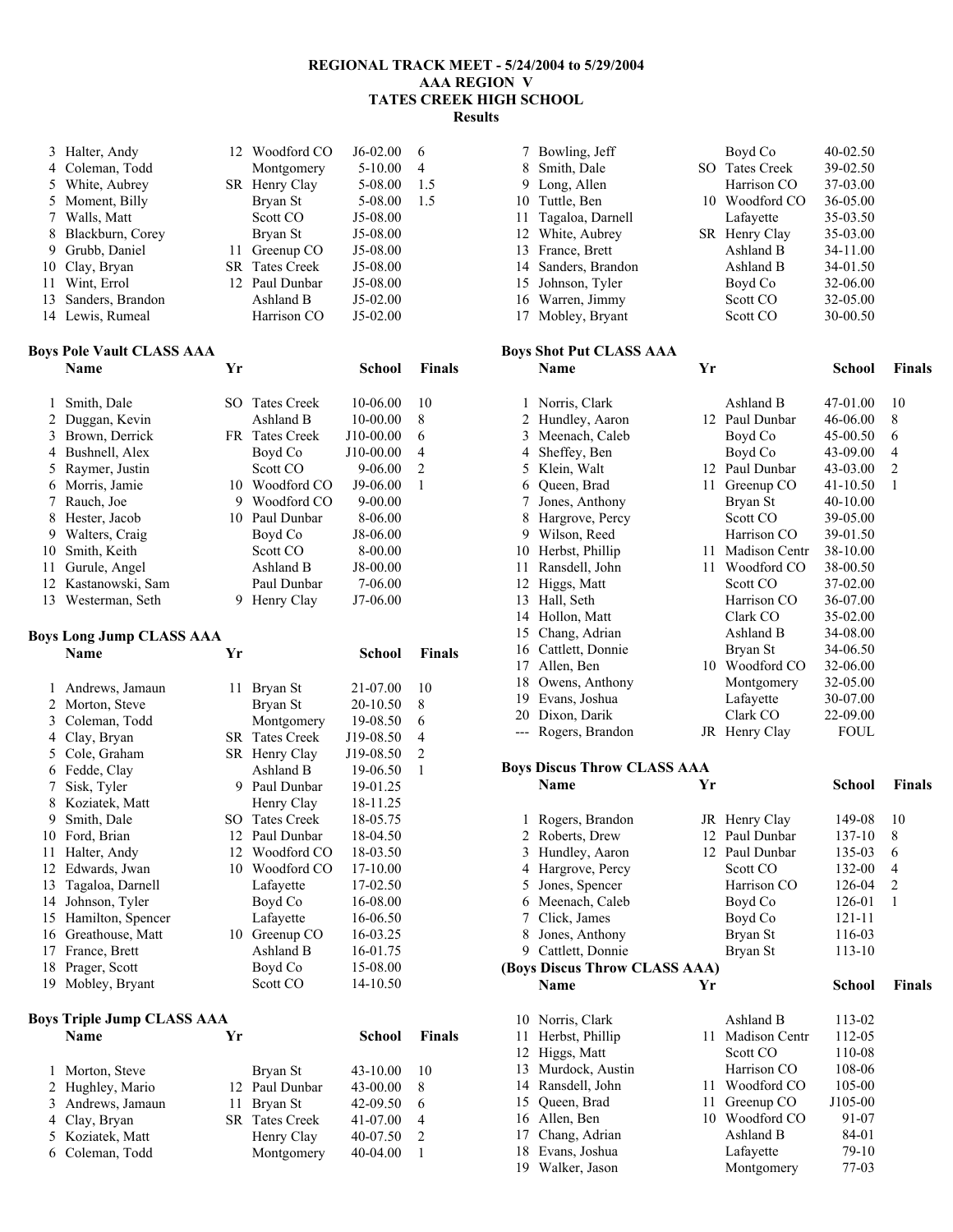# REGIONAL TRACK MEET - 5/24/2004 to 5/29/2004
## AAA REGION V
## TATES CREEK HIGH SCHOOL
## Results

| | Name | Yr | School | Finals | Points |
|---|---|---|---|---|---|
| 3 | Halter, Andy | 12 | Woodford CO | J6-02.00 | 6 |
| 4 | Coleman, Todd | | Montgomery | 5-10.00 | 4 |
| 5 | White, Aubrey | SR | Henry Clay | 5-08.00 | 1.5 |
| 5 | Moment, Billy | | Bryan St | 5-08.00 | 1.5 |
| 7 | Walls, Matt | | Scott CO | J5-08.00 | |
| 8 | Blackburn, Corey | | Bryan St | J5-08.00 | |
| 9 | Grubb, Daniel | 11 | Greenup CO | J5-08.00 | |
| 10 | Clay, Bryan | SR | Tates Creek | J5-08.00 | |
| 11 | Wint, Errol | 12 | Paul Dunbar | J5-08.00 | |
| 13 | Sanders, Brandon | | Ashland B | J5-02.00 | |
| 14 | Lewis, Rumeal | | Harrison CO | J5-02.00 | |

**Boys Pole Vault CLASS AAA**

| | Name | Yr | School | Finals | Points |
|---|---|---|---|---|---|
| 1 | Smith, Dale | SO | Tates Creek | 10-06.00 | 10 |
| 2 | Duggan, Kevin | | Ashland B | 10-00.00 | 8 |
| 3 | Brown, Derrick | FR | Tates Creek | J10-00.00 | 6 |
| 4 | Bushnell, Alex | | Boyd Co | J10-00.00 | 4 |
| 5 | Raymer, Justin | | Scott CO | 9-06.00 | 2 |
| 6 | Morris, Jamie | 10 | Woodford CO | J9-06.00 | 1 |
| 7 | Rauch, Joe | 9 | Woodford CO | 9-00.00 | |
| 8 | Hester, Jacob | 10 | Paul Dunbar | 8-06.00 | |
| 9 | Walters, Craig | | Boyd Co | J8-06.00 | |
| 10 | Smith, Keith | | Scott CO | 8-00.00 | |
| 11 | Gurule, Angel | | Ashland B | J8-00.00 | |
| 12 | Kastanowski, Sam | | Paul Dunbar | 7-06.00 | |
| 13 | Westerman, Seth | 9 | Henry Clay | J7-06.00 | |

**Boys Long Jump CLASS AAA**

| | Name | Yr | School | Finals | Points |
|---|---|---|---|---|---|
| 1 | Andrews, Jamaun | 11 | Bryan St | 21-07.00 | 10 |
| 2 | Morton, Steve | | Bryan St | 20-10.50 | 8 |
| 3 | Coleman, Todd | | Montgomery | 19-08.50 | 6 |
| 4 | Clay, Bryan | SR | Tates Creek | J19-08.50 | 4 |
| 5 | Cole, Graham | SR | Henry Clay | J19-08.50 | 2 |
| 6 | Fedde, Clay | | Ashland B | 19-06.50 | 1 |
| 7 | Sisk, Tyler | 9 | Paul Dunbar | 19-01.25 | |
| 8 | Koziatek, Matt | | Henry Clay | 18-11.25 | |
| 9 | Smith, Dale | SO | Tates Creek | 18-05.75 | |
| 10 | Ford, Brian | 12 | Paul Dunbar | 18-04.50 | |
| 11 | Halter, Andy | 12 | Woodford CO | 18-03.50 | |
| 12 | Edwards, Jwan | 10 | Woodford CO | 17-10.00 | |
| 13 | Tagaloa, Darnell | | Lafayette | 17-02.50 | |
| 14 | Johnson, Tyler | | Boyd Co | 16-08.00 | |
| 15 | Hamilton, Spencer | | Lafayette | 16-06.50 | |
| 16 | Greathouse, Matt | 10 | Greenup CO | 16-03.25 | |
| 17 | France, Brett | | Ashland B | 16-01.75 | |
| 18 | Prager, Scott | | Boyd Co | 15-08.00 | |
| 19 | Mobley, Bryant | | Scott CO | 14-10.50 | |

**Boys Triple Jump CLASS AAA**

| | Name | Yr | School | Finals | Points |
|---|---|---|---|---|---|
| 1 | Morton, Steve | | Bryan St | 43-10.00 | 10 |
| 2 | Hughley, Mario | 12 | Paul Dunbar | 43-00.00 | 8 |
| 3 | Andrews, Jamaun | 11 | Bryan St | 42-09.50 | 6 |
| 4 | Clay, Bryan | SR | Tates Creek | 41-07.00 | 4 |
| 5 | Koziatek, Matt | | Henry Clay | 40-07.50 | 2 |
| 6 | Coleman, Todd | | Montgomery | 40-04.00 | 1 |
| 7 | Bowling, Jeff | | Boyd Co | 40-02.50 | |
| 8 | Smith, Dale | SO | Tates Creek | 39-02.50 | |
| 9 | Long, Allen | | Harrison CO | 37-03.00 | |
| 10 | Tuttle, Ben | 10 | Woodford CO | 36-05.00 | |
| 11 | Tagaloa, Darnell | | Lafayette | 35-03.50 | |
| 12 | White, Aubrey | SR | Henry Clay | 35-03.00 | |
| 13 | France, Brett | | Ashland B | 34-11.00 | |
| 14 | Sanders, Brandon | | Ashland B | 34-01.50 | |
| 15 | Johnson, Tyler | | Boyd Co | 32-06.00 | |
| 16 | Warren, Jimmy | | Scott CO | 32-05.00 | |
| 17 | Mobley, Bryant | | Scott CO | 30-00.50 | |

**Boys Shot Put CLASS AAA**

| | Name | Yr | School | Finals | Points |
|---|---|---|---|---|---|
| 1 | Norris, Clark | | Ashland B | 47-01.00 | 10 |
| 2 | Hundley, Aaron | 12 | Paul Dunbar | 46-06.00 | 8 |
| 3 | Meenach, Caleb | | Boyd Co | 45-00.50 | 6 |
| 4 | Sheffey, Ben | | Boyd Co | 43-09.00 | 4 |
| 5 | Klein, Walt | 12 | Paul Dunbar | 43-03.00 | 2 |
| 6 | Queen, Brad | 11 | Greenup CO | 41-10.50 | 1 |
| 7 | Jones, Anthony | | Bryan St | 40-10.00 | |
| 8 | Hargrove, Percy | | Scott CO | 39-05.00 | |
| 9 | Wilson, Reed | | Harrison CO | 39-01.50 | |
| 10 | Herbst, Phillip | 11 | Madison Centr | 38-10.00 | |
| 11 | Ransdell, John | 11 | Woodford CO | 38-00.50 | |
| 12 | Higgs, Matt | | Scott CO | 37-02.00 | |
| 13 | Hall, Seth | | Harrison CO | 36-07.00 | |
| 14 | Hollon, Matt | | Clark CO | 35-02.00 | |
| 15 | Chang, Adrian | | Ashland B | 34-08.00 | |
| 16 | Cattlett, Donnie | | Bryan St | 34-06.50 | |
| 17 | Allen, Ben | 10 | Woodford CO | 32-06.00 | |
| 18 | Owens, Anthony | | Montgomery | 32-05.00 | |
| 19 | Evans, Joshua | | Lafayette | 30-07.00 | |
| 20 | Dixon, Darik | | Clark CO | 22-09.00 | |
| --- | Rogers, Brandon | JR | Henry Clay | FOUL | |

**Boys Discus Throw CLASS AAA**

| | Name | Yr | School | Finals | Points |
|---|---|---|---|---|---|
| 1 | Rogers, Brandon | JR | Henry Clay | 149-08 | 10 |
| 2 | Roberts, Drew | 12 | Paul Dunbar | 137-10 | 8 |
| 3 | Hundley, Aaron | 12 | Paul Dunbar | 135-03 | 6 |
| 4 | Hargrove, Percy | | Scott CO | 132-00 | 4 |
| 5 | Jones, Spencer | | Harrison CO | 126-04 | 2 |
| 6 | Meenach, Caleb | | Boyd Co | 126-01 | 1 |
| 7 | Click, James | | Boyd Co | 121-11 | |
| 8 | Jones, Anthony | | Bryan St | 116-03 | |
| 9 | Cattlett, Donnie | | Bryan St | 113-10 | |
| 10 | Norris, Clark | | Ashland B | 113-02 | |
| 11 | Herbst, Phillip | 11 | Madison Centr | 112-05 | |
| 12 | Higgs, Matt | | Scott CO | 110-08 | |
| 13 | Murdock, Austin | | Harrison CO | 108-06 | |
| 14 | Ransdell, John | 11 | Woodford CO | 105-00 | |
| 15 | Queen, Brad | 11 | Greenup CO | J105-00 | |
| 16 | Allen, Ben | 10 | Woodford CO | 91-07 | |
| 17 | Chang, Adrian | | Ashland B | 84-01 | |
| 18 | Evans, Joshua | | Lafayette | 79-10 | |
| 19 | Walker, Jason | | Montgomery | 77-03 | |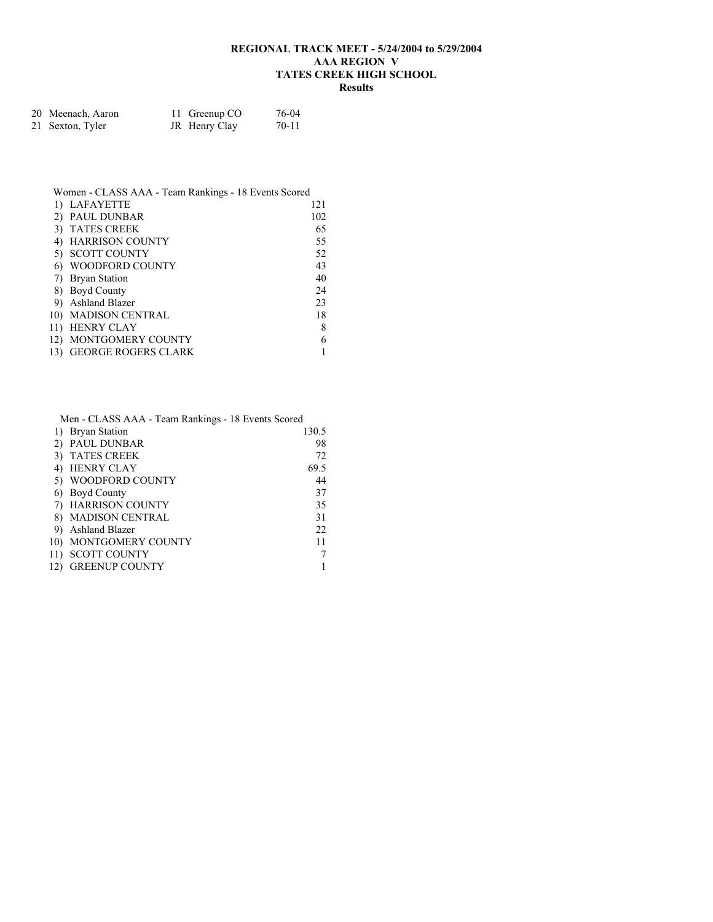# REGIONAL TRACK MEET - 5/24/2004 to 5/29/2004
## AAA REGION V
## TATES CREEK HIGH SCHOOL
### Results

| | | | | |
|---|---|---|---|---|
| 20 | Meenach, Aaron | 11 | Greenup CO | 76-04 |
| 21 | Sexton, Tyler | JR | Henry Clay | 70-11 |

Women - CLASS AAA - Team Rankings - 18 Events Scored

| | | |
|---|---|---|
| 1) | LAFAYETTE | 121 |
| 2) | PAUL DUNBAR | 102 |
| 3) | TATES CREEK | 65 |
| 4) | HARRISON COUNTY | 55 |
| 5) | SCOTT COUNTY | 52 |
| 6) | WOODFORD COUNTY | 43 |
| 7) | Bryan Station | 40 |
| 8) | Boyd County | 24 |
| 9) | Ashland Blazer | 23 |
| 10) | MADISON CENTRAL | 18 |
| 11) | HENRY CLAY | 8 |
| 12) | MONTGOMERY COUNTY | 6 |
| 13) | GEORGE ROGERS CLARK | 1 |

Men - CLASS AAA - Team Rankings - 18 Events Scored

| | | |
|---|---|---|
| 1) | Bryan Station | 130.5 |
| 2) | PAUL DUNBAR | 98 |
| 3) | TATES CREEK | 72 |
| 4) | HENRY CLAY | 69.5 |
| 5) | WOODFORD COUNTY | 44 |
| 6) | Boyd County | 37 |
| 7) | HARRISON COUNTY | 35 |
| 8) | MADISON CENTRAL | 31 |
| 9) | Ashland Blazer | 22 |
| 10) | MONTGOMERY COUNTY | 11 |
| 11) | SCOTT COUNTY | 7 |
| 12) | GREENUP COUNTY | 1 |